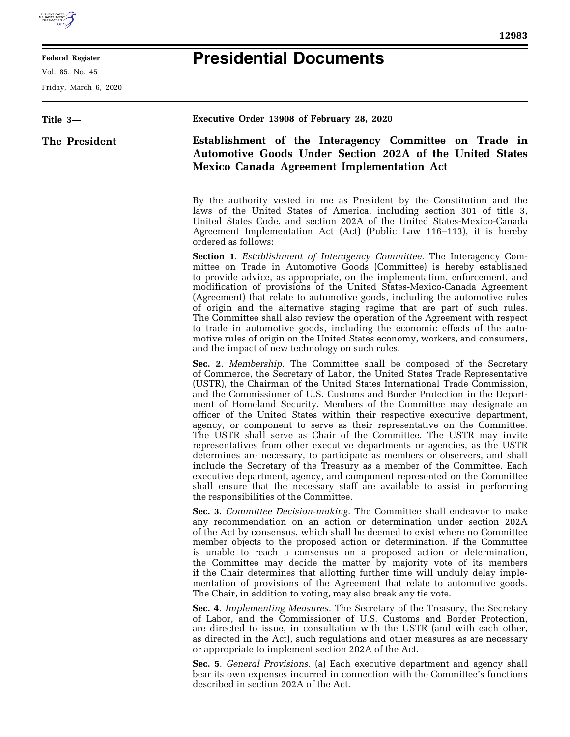# Presidential Documents

**Title 3—**

**The President**

**Executive Order 13908 of February 28, 2020**

## Establishment of the Interagency Committee on Trade in Automotive Goods Under Section 202A of the United States Mexico Canada Agreement Implementation Act

By the authority vested in me as President by the Constitution and the laws of the United States of America, including section 301 of title 3, United States Code, and section 202A of the United States-Mexico-Canada Agreement Implementation Act (Act) (Public Law 116–113), it is hereby ordered as follows:

**Section 1**. *Establishment of Interagency Committee.* The Interagency Committee on Trade in Automotive Goods (Committee) is hereby established to provide advice, as appropriate, on the implementation, enforcement, and modification of provisions of the United States-Mexico-Canada Agreement (Agreement) that relate to automotive goods, including the automotive rules of origin and the alternative staging regime that are part of such rules. The Committee shall also review the operation of the Agreement with respect to trade in automotive goods, including the economic effects of the automotive rules of origin on the United States economy, workers, and consumers, and the impact of new technology on such rules.

**Sec. 2**. *Membership.* The Committee shall be composed of the Secretary of Commerce, the Secretary of Labor, the United States Trade Representative (USTR), the Chairman of the United States International Trade Commission, and the Commissioner of U.S. Customs and Border Protection in the Department of Homeland Security. Members of the Committee may designate an officer of the United States within their respective executive department, agency, or component to serve as their representative on the Committee. The USTR shall serve as Chair of the Committee. The USTR may invite representatives from other executive departments or agencies, as the USTR determines are necessary, to participate as members or observers, and shall include the Secretary of the Treasury as a member of the Committee. Each executive department, agency, and component represented on the Committee shall ensure that the necessary staff are available to assist in performing the responsibilities of the Committee.

**Sec. 3**. *Committee Decision-making.* The Committee shall endeavor to make any recommendation on an action or determination under section 202A of the Act by consensus, which shall be deemed to exist where no Committee member objects to the proposed action or determination. If the Committee is unable to reach a consensus on a proposed action or determination, the Committee may decide the matter by majority vote of its members if the Chair determines that allotting further time will unduly delay implementation of provisions of the Agreement that relate to automotive goods. The Chair, in addition to voting, may also break any tie vote.

**Sec. 4**. *Implementing Measures.* The Secretary of the Treasury, the Secretary of Labor, and the Commissioner of U.S. Customs and Border Protection, are directed to issue, in consultation with the USTR (and with each other, as directed in the Act), such regulations and other measures as are necessary or appropriate to implement section 202A of the Act.

**Sec. 5**. *General Provisions.* (a) Each executive department and agency shall bear its own expenses incurred in connection with the Committee's functions described in section 202A of the Act.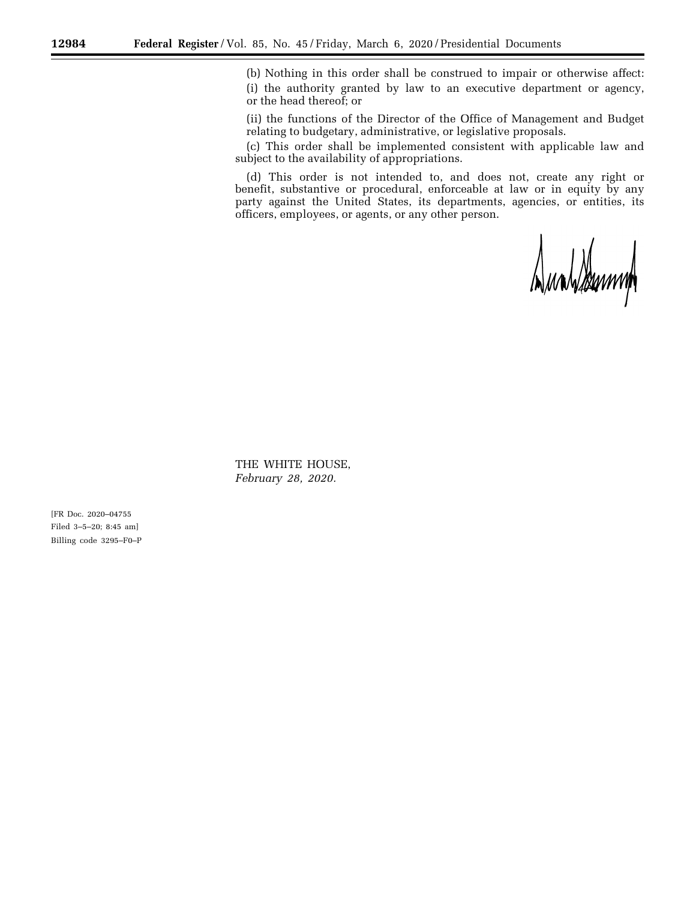(b) Nothing in this order shall be construed to impair or otherwise affect:

(i) the authority granted by law to an executive department or agency, or the head thereof; or

(ii) the functions of the Director of the Office of Management and Budget relating to budgetary, administrative, or legislative proposals.

(c) This order shall be implemented consistent with applicable law and subject to the availability of appropriations.

(d) This order is not intended to, and does not, create any right or benefit, substantive or procedural, enforceable at law or in equity by any party against the United States, its departments, agencies, or entities, its officers, employees, or agents, or any other person.

THE WHITE HOUSE,
*February 28, 2020.*

[FR Doc. 2020–04755
Filed 3–5–20; 8:45 am]
Billing code 3295–F0–P